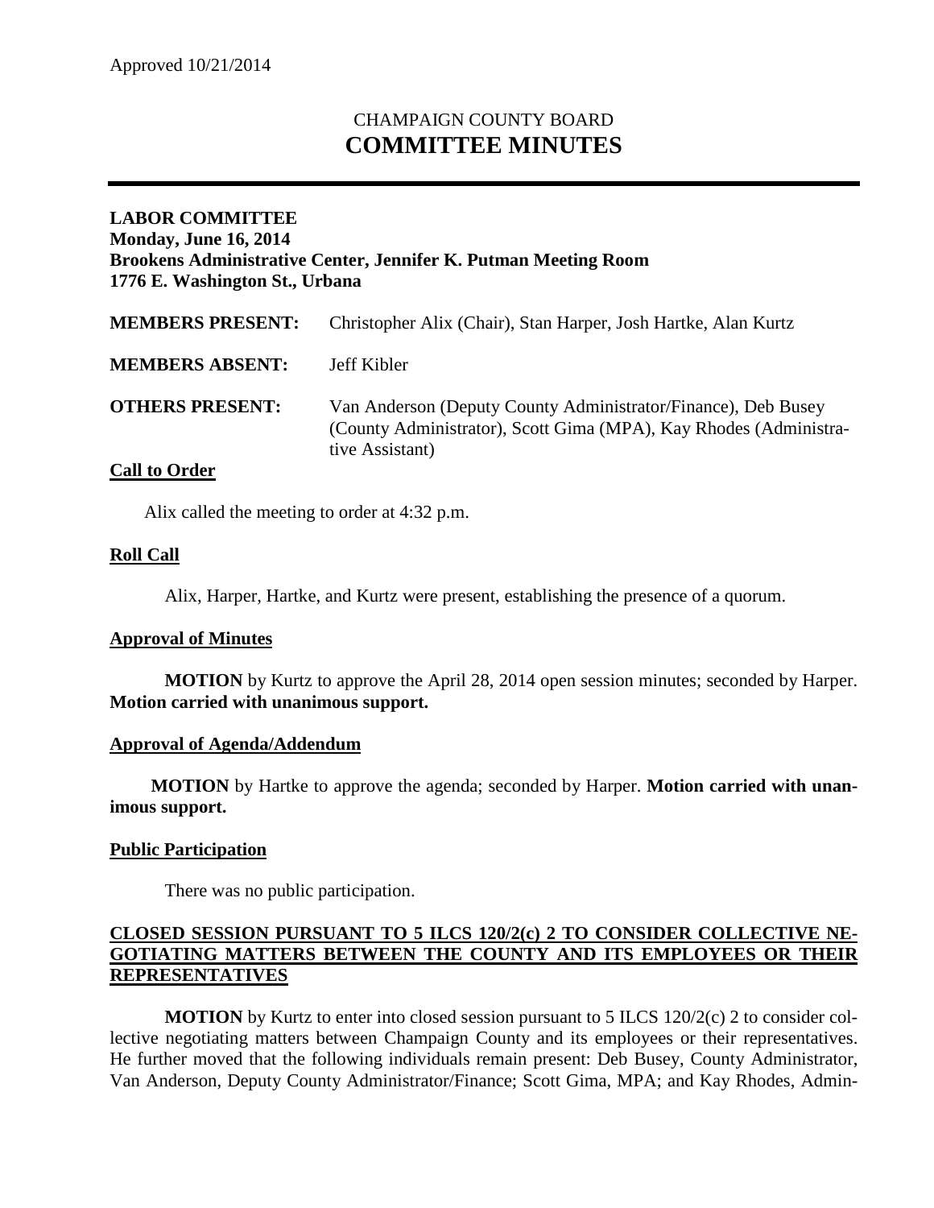Approved 10/21/2014

# CHAMPAIGN COUNTY BOARD
# COMMITTEE MINUTES

**LABOR COMMITTEE**
**Monday, June 16, 2014**
**Brookens Administrative Center, Jennifer K. Putman Meeting Room**
**1776 E. Washington St., Urbana**

| | |
|---|---|
| **MEMBERS PRESENT:** | Christopher Alix (Chair), Stan Harper, Josh Hartke, Alan Kurtz |
| **MEMBERS ABSENT:** | Jeff Kibler |
| **OTHERS PRESENT:** | Van Anderson (Deputy County Administrator/Finance), Deb Busey (County Administrator), Scott Gima (MPA), Kay Rhodes (Administrative Assistant) |

## Call to Order

Alix called the meeting to order at 4:32 p.m.

## Roll Call

Alix, Harper, Hartke, and Kurtz were present, establishing the presence of a quorum.

## Approval of Minutes

**MOTION** by Kurtz to approve the April 28, 2014 open session minutes; seconded by Harper. **Motion carried with unanimous support.**

## Approval of Agenda/Addendum

**MOTION** by Hartke to approve the agenda; seconded by Harper. **Motion carried with unanimous support.**

## Public Participation

There was no public participation.

## CLOSED SESSION PURSUANT TO 5 ILCS 120/2(c) 2 TO CONSIDER COLLECTIVE NEGOTIATING MATTERS BETWEEN THE COUNTY AND ITS EMPLOYEES OR THEIR REPRESENTATIVES

**MOTION** by Kurtz to enter into closed session pursuant to 5 ILCS 120/2(c) 2 to consider collective negotiating matters between Champaign County and its employees or their representatives. He further moved that the following individuals remain present: Deb Busey, County Administrator, Van Anderson, Deputy County Administrator/Finance; Scott Gima, MPA; and Kay Rhodes, Admin-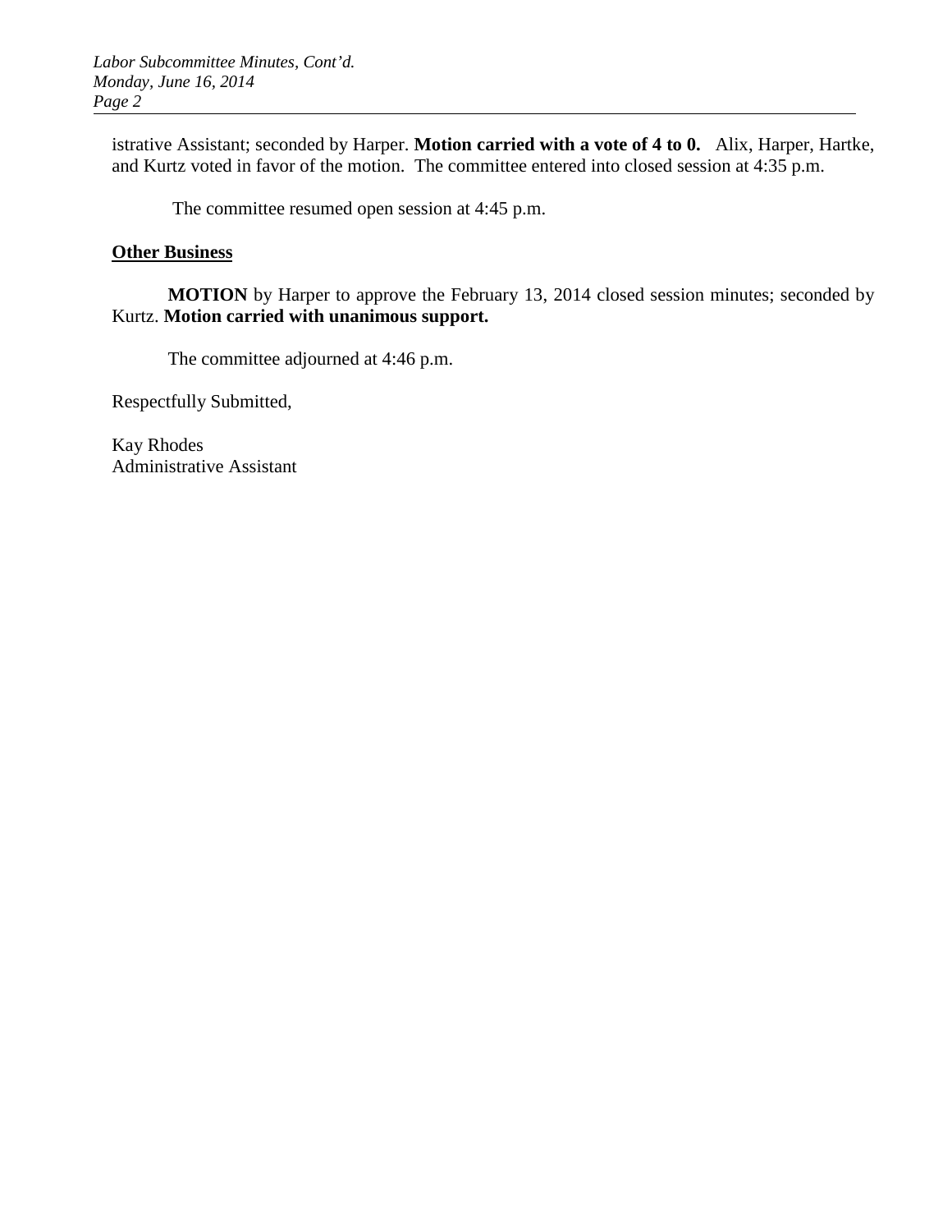istrative Assistant; seconded by Harper. **Motion carried with a vote of 4 to 0.** Alix, Harper, Hartke, and Kurtz voted in favor of the motion. The committee entered into closed session at 4:35 p.m.

The committee resumed open session at 4:45 p.m.

## Other Business

**MOTION** by Harper to approve the February 13, 2014 closed session minutes; seconded by Kurtz. **Motion carried with unanimous support.**

The committee adjourned at 4:46 p.m.

Respectfully Submitted,

Kay Rhodes
Administrative Assistant